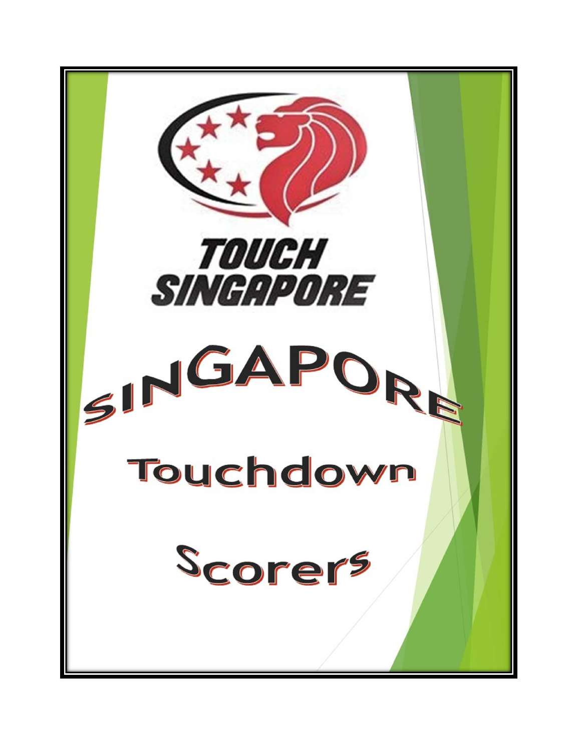TOUCH SINGAPORE

# SINGAPORE

# Touchdown

# Scorers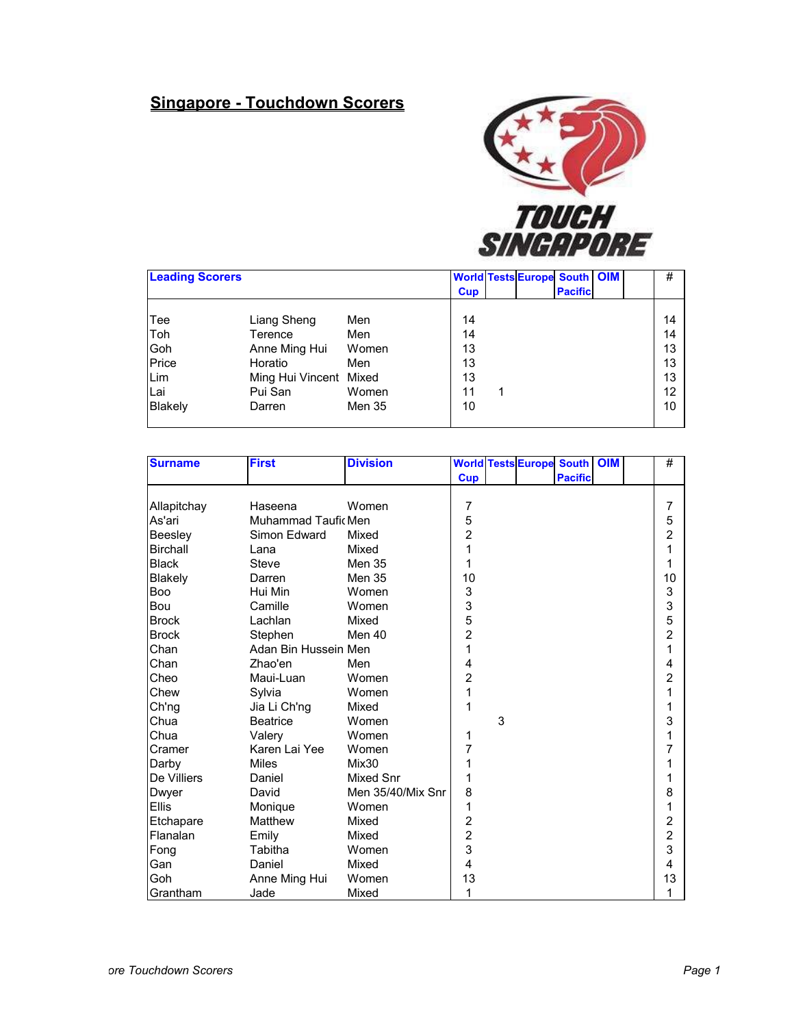## Singapore - Touchdown Scorers

| Leading Scorers | | | World Cup | Tests | Europe | South Pacific | OIM | | # |
|---|---|---|---|---|---|---|---|---|---|
| Tee | Liang Sheng | Men | 14 | | | | | | 14 |
| Toh | Terence | Men | 14 | | | | | | 14 |
| Goh | Anne Ming Hui | Women | 13 | | | | | | 13 |
| Price | Horatio | Men | 13 | | | | | | 13 |
| Lim | Ming Hui Vincent | Mixed | 13 | | | | | | 13 |
| Lai | Pui San | Women | 11 | 1 | | | | | 12 |
| Blakely | Darren | Men 35 | 10 | | | | | | 10 |

| Surname | First | Division | World Cup | Tests | Europe | South Pacific | OIM | | # |
|---|---|---|---|---|---|---|---|---|---|
| Allapitchay | Haseena | Women | 7 | | | | | | 7 |
| As'ari | Muhammad Taufiq | Men | 5 | | | | | | 5 |
| Beesley | Simon Edward | Mixed | 2 | | | | | | 2 |
| Birchall | Lana | Mixed | 1 | | | | | | 1 |
| Black | Steve | Men 35 | 1 | | | | | | 1 |
| Blakely | Darren | Men 35 | 10 | | | | | | 10 |
| Boo | Hui Min | Women | 3 | | | | | | 3 |
| Bou | Camille | Women | 3 | | | | | | 3 |
| Brock | Lachlan | Mixed | 5 | | | | | | 5 |
| Brock | Stephen | Men 40 | 2 | | | | | | 2 |
| Chan | Adan Bin Hussein | Men | 1 | | | | | | 1 |
| Chan | Zhao'en | Men | 4 | | | | | | 4 |
| Cheo | Maui-Luan | Women | 2 | | | | | | 2 |
| Chew | Sylvia | Women | 1 | | | | | | 1 |
| Ch'ng | Jia Li Ch'ng | Mixed | 1 | | | | | | 1 |
| Chua | Beatrice | Women | | 3 | | | | | 3 |
| Chua | Valery | Women | 1 | | | | | | 1 |
| Cramer | Karen Lai Yee | Women | 7 | | | | | | 7 |
| Darby | Miles | Mix30 | 1 | | | | | | 1 |
| De Villiers | Daniel | Mixed Snr | 1 | | | | | | 1 |
| Dwyer | David | Men 35/40/Mix Snr | 8 | | | | | | 8 |
| Ellis | Monique | Women | 1 | | | | | | 1 |
| Etchapare | Matthew | Mixed | 2 | | | | | | 2 |
| Flanalan | Emily | Mixed | 2 | | | | | | 2 |
| Fong | Tabitha | Women | 3 | | | | | | 3 |
| Gan | Daniel | Mixed | 4 | | | | | | 4 |
| Goh | Anne Ming Hui | Women | 13 | | | | | | 13 |
| Grantham | Jade | Mixed | 1 | | | | | | 1 |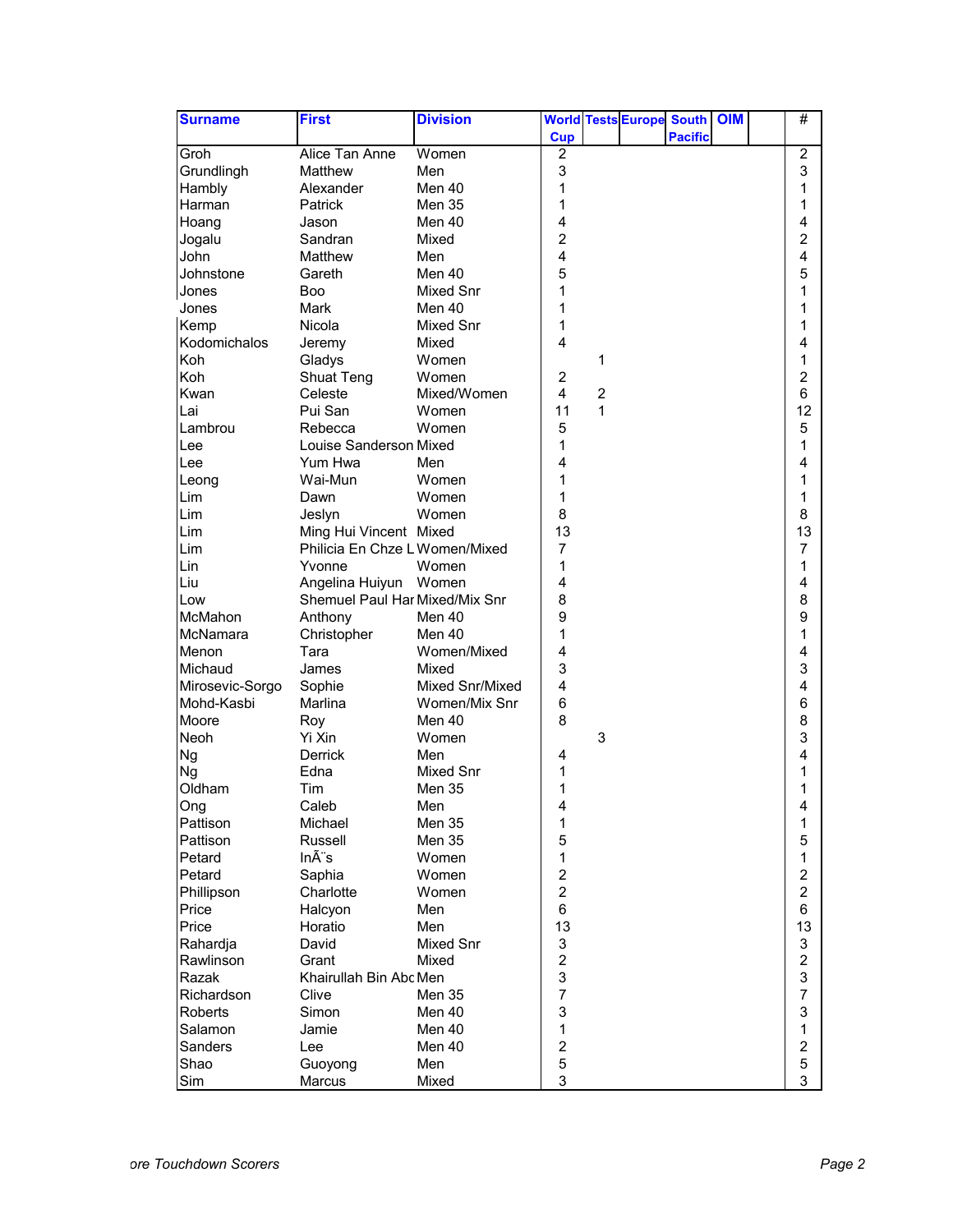| Surname | First | Division | World Cup | Tests | Europe | South Pacific | OIM | | # |
|---|---|---|---|---|---|---|---|---|---|
| Groh | Alice Tan Anne | Women | 2 | | | | | | 2 |
| Grundlingh | Matthew | Men | 3 | | | | | | 3 |
| Hambly | Alexander | Men 40 | 1 | | | | | | 1 |
| Harman | Patrick | Men 35 | 1 | | | | | | 1 |
| Hoang | Jason | Men 40 | 4 | | | | | | 4 |
| Jogalu | Sandran | Mixed | 2 | | | | | | 2 |
| John | Matthew | Men | 4 | | | | | | 4 |
| Johnstone | Gareth | Men 40 | 5 | | | | | | 5 |
| Jones | Boo | Mixed Snr | 1 | | | | | | 1 |
| Jones | Mark | Men 40 | 1 | | | | | | 1 |
| Kemp | Nicola | Mixed Snr | 1 | | | | | | 1 |
| Kodomichalos | Jeremy | Mixed | 4 | | | | | | 4 |
| Koh | Gladys | Women | | 1 | | | | | 1 |
| Koh | Shuat Teng | Women | 2 | | | | | | 2 |
| Kwan | Celeste | Mixed/Women | 4 | 2 | | | | | 6 |
| Lai | Pui San | Women | 11 | 1 | | | | | 12 |
| Lambrou | Rebecca | Women | 5 | | | | | | 5 |
| Lee | Louise Sanderson | Mixed | 1 | | | | | | 1 |
| Lee | Yum Hwa | Men | 4 | | | | | | 4 |
| Leong | Wai-Mun | Women | 1 | | | | | | 1 |
| Lim | Dawn | Women | 1 | | | | | | 1 |
| Lim | Jeslyn | Women | 8 | | | | | | 8 |
| Lim | Ming Hui Vincent | Mixed | 13 | | | | | | 13 |
| Lim | Philicia En Chze L | Women/Mixed | 7 | | | | | | 7 |
| Lin | Yvonne | Women | 1 | | | | | | 1 |
| Liu | Angelina Huiyun | Women | 4 | | | | | | 4 |
| Low | Shemuel Paul Har | Mixed/Mix Snr | 8 | | | | | | 8 |
| McMahon | Anthony | Men 40 | 9 | | | | | | 9 |
| McNamara | Christopher | Men 40 | 1 | | | | | | 1 |
| Menon | Tara | Women/Mixed | 4 | | | | | | 4 |
| Michaud | James | Mixed | 3 | | | | | | 3 |
| Mirosevic-Sorgo | Sophie | Mixed Snr/Mixed | 4 | | | | | | 4 |
| Mohd-Kasbi | Marlina | Women/Mix Snr | 6 | | | | | | 6 |
| Moore | Roy | Men 40 | 8 | | | | | | 8 |
| Neoh | Yi Xin | Women | | 3 | | | | | 3 |
| Ng | Derrick | Men | 4 | | | | | | 4 |
| Ng | Edna | Mixed Snr | 1 | | | | | | 1 |
| Oldham | Tim | Men 35 | 1 | | | | | | 1 |
| Ong | Caleb | Men | 4 | | | | | | 4 |
| Pattison | Michael | Men 35 | 1 | | | | | | 1 |
| Pattison | Russell | Men 35 | 5 | | | | | | 5 |
| Petard | InÃ¨s | Women | 1 | | | | | | 1 |
| Petard | Saphia | Women | 2 | | | | | | 2 |
| Phillipson | Charlotte | Women | 2 | | | | | | 2 |
| Price | Halcyon | Men | 6 | | | | | | 6 |
| Price | Horatio | Men | 13 | | | | | | 13 |
| Rahardja | David | Mixed Snr | 3 | | | | | | 3 |
| Rawlinson | Grant | Mixed | 2 | | | | | | 2 |
| Razak | Khairullah Bin Abc | Men | 3 | | | | | | 3 |
| Richardson | Clive | Men 35 | 7 | | | | | | 7 |
| Roberts | Simon | Men 40 | 3 | | | | | | 3 |
| Salamon | Jamie | Men 40 | 1 | | | | | | 1 |
| Sanders | Lee | Men 40 | 2 | | | | | | 2 |
| Shao | Guoyong | Men | 5 | | | | | | 5 |
| Sim | Marcus | Mixed | 3 | | | | | | 3 |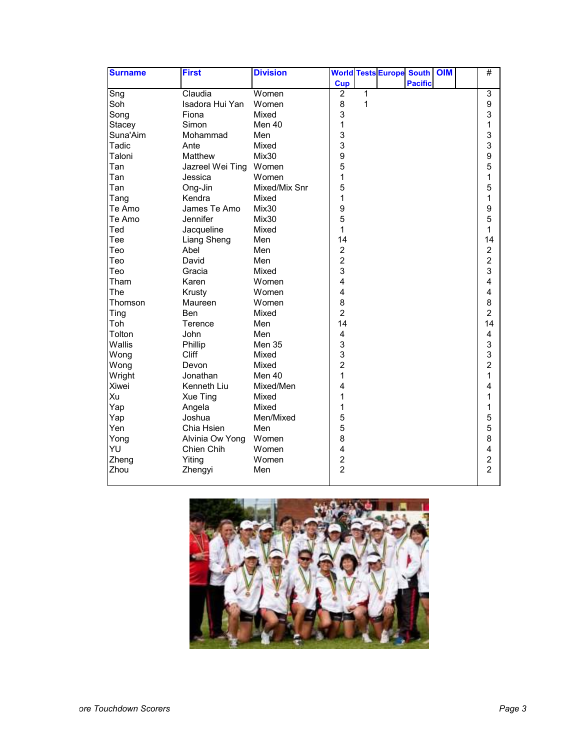| Surname | First | Division | World Cup | Tests | Europe | South Pacific | OIM | | # |
|---|---|---|---|---|---|---|---|---|---|
| Sng | Claudia | Women | 2 | 1 | | | | | 3 |
| Soh | Isadora Hui Yan | Women | 8 | 1 | | | | | 9 |
| Song | Fiona | Mixed | 3 | | | | | | 3 |
| Stacey | Simon | Men 40 | 1 | | | | | | 1 |
| Suna'Aim | Mohammad | Men | 3 | | | | | | 3 |
| Tadic | Ante | Mixed | 3 | | | | | | 3 |
| Taloni | Matthew | Mix30 | 9 | | | | | | 9 |
| Tan | Jazreel Wei Ting | Women | 5 | | | | | | 5 |
| Tan | Jessica | Women | 1 | | | | | | 1 |
| Tan | Ong-Jin | Mixed/Mix Snr | 5 | | | | | | 5 |
| Tang | Kendra | Mixed | 1 | | | | | | 1 |
| Te Amo | James Te Amo | Mix30 | 9 | | | | | | 9 |
| Te Amo | Jennifer | Mix30 | 5 | | | | | | 5 |
| Ted | Jacqueline | Mixed | 1 | | | | | | 1 |
| Tee | Liang Sheng | Men | 14 | | | | | | 14 |
| Teo | Abel | Men | 2 | | | | | | 2 |
| Teo | David | Men | 2 | | | | | | 2 |
| Teo | Gracia | Mixed | 3 | | | | | | 3 |
| Tham | Karen | Women | 4 | | | | | | 4 |
| The | Krusty | Women | 4 | | | | | | 4 |
| Thomson | Maureen | Women | 8 | | | | | | 8 |
| Ting | Ben | Mixed | 2 | | | | | | 2 |
| Toh | Terence | Men | 14 | | | | | | 14 |
| Tolton | John | Men | 4 | | | | | | 4 |
| Wallis | Phillip | Men 35 | 3 | | | | | | 3 |
| Wong | Cliff | Mixed | 3 | | | | | | 3 |
| Wong | Devon | Mixed | 2 | | | | | | 2 |
| Wright | Jonathan | Men 40 | 1 | | | | | | 1 |
| Xiwei | Kenneth Liu | Mixed/Men | 4 | | | | | | 4 |
| Xu | Xue Ting | Mixed | 1 | | | | | | 1 |
| Yap | Angela | Mixed | 1 | | | | | | 1 |
| Yap | Joshua | Men/Mixed | 5 | | | | | | 5 |
| Yen | Chia Hsien | Men | 5 | | | | | | 5 |
| Yong | Alvinia Ow Yong | Women | 8 | | | | | | 8 |
| YU | Chien Chih | Women | 4 | | | | | | 4 |
| Zheng | Yiting | Women | 2 | | | | | | 2 |
| Zhou | Zhengyi | Men | 2 | | | | | | 2 |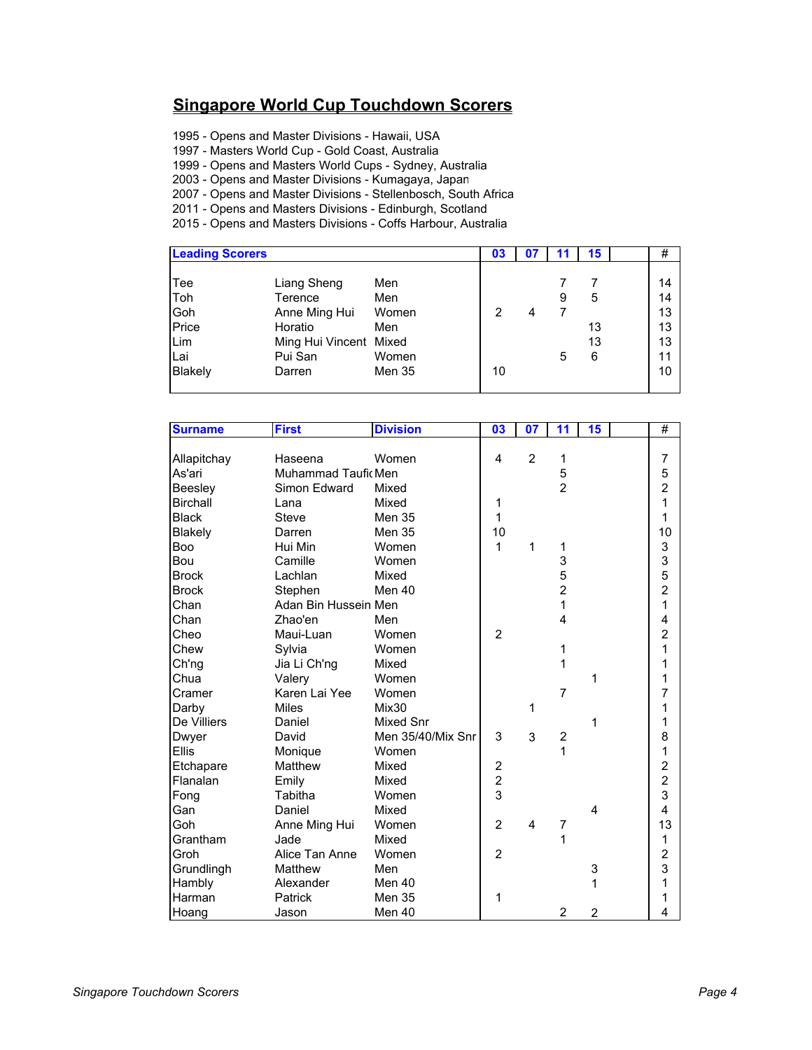## Singapore World Cup Touchdown Scorers

1995 - Opens and Master Divisions - Hawaii, USA
1997 - Masters World Cup - Gold Coast, Australia
1999 - Opens and Masters World Cups - Sydney, Australia
2003 - Opens and Master Divisions - Kumagaya, Japan
2007 - Opens and Master Divisions - Stellenbosch, South Africa
2011 - Opens and Masters Divisions - Edinburgh, Scotland
2015 - Opens and Masters Divisions - Coffs Harbour, Australia

| Leading Scorers | | | 03 | 07 | 11 | 15 | | # |
|---|---|---|---|---|---|---|---|---|
| Tee | Liang Sheng | Men | | | 7 | 7 | | 14 |
| Toh | Terence | Men | | | 9 | 5 | | 14 |
| Goh | Anne Ming Hui | Women | 2 | 4 | 7 | | | 13 |
| Price | Horatio | Men | | | | 13 | | 13 |
| Lim | Ming Hui Vincent | Mixed | | | | 13 | | 13 |
| Lai | Pui San | Women | | | 5 | 6 | | 11 |
| Blakely | Darren | Men 35 | 10 | | | | | 10 |

| Surname | First | Division | 03 | 07 | 11 | 15 | | # |
|---|---|---|---|---|---|---|---|---|
| Allapitchay | Haseena | Women | 4 | 2 | 1 | | | 7 |
| As'ari | Muhammad Taufic | Men | | | 5 | | | 5 |
| Beesley | Simon Edward | Mixed | | | 2 | | | 2 |
| Birchall | Lana | Mixed | 1 | | | | | 1 |
| Black | Steve | Men 35 | 1 | | | | | 1 |
| Blakely | Darren | Men 35 | 10 | | | | | 10 |
| Boo | Hui Min | Women | 1 | 1 | 1 | | | 3 |
| Bou | Camille | Women | | | 3 | | | 3 |
| Brock | Lachlan | Mixed | | | 5 | | | 5 |
| Brock | Stephen | Men 40 | | | 2 | | | 2 |
| Chan | Adan Bin Hussein | Men | | | 1 | | | 1 |
| Chan | Zhao'en | Men | | | 4 | | | 4 |
| Cheo | Maui-Luan | Women | 2 | | | | | 2 |
| Chew | Sylvia | Women | | | 1 | | | 1 |
| Ch'ng | Jia Li Ch'ng | Mixed | | | 1 | | | 1 |
| Chua | Valery | Women | | | | 1 | | 1 |
| Cramer | Karen Lai Yee | Women | | | 7 | | | 7 |
| Darby | Miles | Mix30 | | 1 | | | | 1 |
| De Villiers | Daniel | Mixed Snr | | | | 1 | | 1 |
| Dwyer | David | Men 35/40/Mix Snr | 3 | 3 | 2 | | | 8 |
| Ellis | Monique | Women | | | 1 | | | 1 |
| Etchapare | Matthew | Mixed | 2 | | | | | 2 |
| Flanalan | Emily | Mixed | 2 | | | | | 2 |
| Fong | Tabitha | Women | 3 | | | | | 3 |
| Gan | Daniel | Mixed | | | | 4 | | 4 |
| Goh | Anne Ming Hui | Women | 2 | 4 | 7 | | | 13 |
| Grantham | Jade | Mixed | | | 1 | | | 1 |
| Groh | Alice Tan Anne | Women | 2 | | | | | 2 |
| Grundlingh | Matthew | Men | | | | 3 | | 3 |
| Hambly | Alexander | Men 40 | | | | 1 | | 1 |
| Harman | Patrick | Men 35 | 1 | | | | | 1 |
| Hoang | Jason | Men 40 | | | 2 | 2 | | 4 |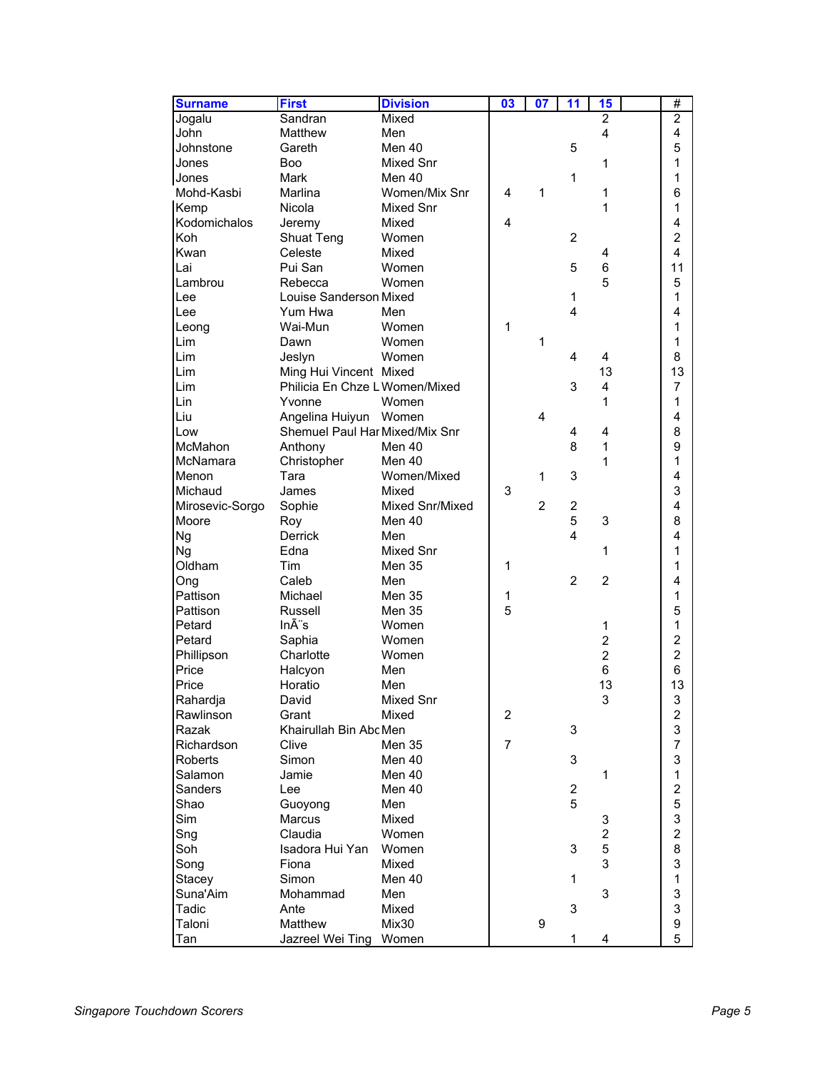| Surname | First | Division | 03 | 07 | 11 | 15 | | # |
|---|---|---|---|---|---|---|---|---|
| Jogalu | Sandran | Mixed | | | | 2 | | 2 |
| John | Matthew | Men | | | | 4 | | 4 |
| Johnstone | Gareth | Men 40 | | | 5 | | | 5 |
| Jones | Boo | Mixed Snr | | | | 1 | | 1 |
| Jones | Mark | Men 40 | | | 1 | | | 1 |
| Mohd-Kasbi | Marlina | Women/Mix Snr | 4 | 1 | | 1 | | 6 |
| Kemp | Nicola | Mixed Snr | | | | 1 | | 1 |
| Kodomichalos | Jeremy | Mixed | 4 | | | | | 4 |
| Koh | Shuat Teng | Women | | | 2 | | | 2 |
| Kwan | Celeste | Mixed | | | | 4 | | 4 |
| Lai | Pui San | Women | | | 5 | 6 | | 11 |
| Lambrou | Rebecca | Women | | | | 5 | | 5 |
| Lee | Louise Sanderson | Mixed | | | 1 | | | 1 |
| Lee | Yum Hwa | Men | | | 4 | | | 4 |
| Leong | Wai-Mun | Women | 1 | | | | | 1 |
| Lim | Dawn | Women | | 1 | | | | 1 |
| Lim | Jeslyn | Women | | | 4 | 4 | | 8 |
| Lim | Ming Hui Vincent | Mixed | | | | 13 | | 13 |
| Lim | Philicia En Chze L | Women/Mixed | | | 3 | 4 | | 7 |
| Lin | Yvonne | Women | | | | 1 | | 1 |
| Liu | Angelina Huiyun | Women | | 4 | | | | 4 |
| Low | Shemuel Paul Har | Mixed/Mix Snr | | | 4 | 4 | | 8 |
| McMahon | Anthony | Men 40 | | | 8 | 1 | | 9 |
| McNamara | Christopher | Men 40 | | | | 1 | | 1 |
| Menon | Tara | Women/Mixed | | 1 | 3 | | | 4 |
| Michaud | James | Mixed | 3 | | | | | 3 |
| Mirosevic-Sorgo | Sophie | Mixed Snr/Mixed | | 2 | 2 | | | 4 |
| Moore | Roy | Men 40 | | | 5 | 3 | | 8 |
| Ng | Derrick | Men | | | 4 | | | 4 |
| Ng | Edna | Mixed Snr | | | | 1 | | 1 |
| Oldham | Tim | Men 35 | 1 | | | | | 1 |
| Ong | Caleb | Men | | | 2 | 2 | | 4 |
| Pattison | Michael | Men 35 | 1 | | | | | 1 |
| Pattison | Russell | Men 35 | 5 | | | | | 5 |
| Petard | InÃ¨s | Women | | | | 1 | | 1 |
| Petard | Saphia | Women | | | | 2 | | 2 |
| Phillipson | Charlotte | Women | | | | 2 | | 2 |
| Price | Halcyon | Men | | | | 6 | | 6 |
| Price | Horatio | Men | | | | 13 | | 13 |
| Rahardja | David | Mixed Snr | | | | 3 | | 3 |
| Rawlinson | Grant | Mixed | 2 | | | | | 2 |
| Razak | Khairullah Bin Abc | Men | | | 3 | | | 3 |
| Richardson | Clive | Men 35 | 7 | | | | | 7 |
| Roberts | Simon | Men 40 | | | 3 | | | 3 |
| Salamon | Jamie | Men 40 | | | | 1 | | 1 |
| Sanders | Lee | Men 40 | | | 2 | | | 2 |
| Shao | Guoyong | Men | | | 5 | | | 5 |
| Sim | Marcus | Mixed | | | | 3 | | 3 |
| Sng | Claudia | Women | | | | 2 | | 2 |
| Soh | Isadora Hui Yan | Women | | | 3 | 5 | | 8 |
| Song | Fiona | Mixed | | | | 3 | | 3 |
| Stacey | Simon | Men 40 | | | 1 | | | 1 |
| Suna'Aim | Mohammad | Men | | | | 3 | | 3 |
| Tadic | Ante | Mixed | | | 3 | | | 3 |
| Taloni | Matthew | Mix30 | | 9 | | | | 9 |
| Tan | Jazreel Wei Ting | Women | | | 1 | 4 | | 5 |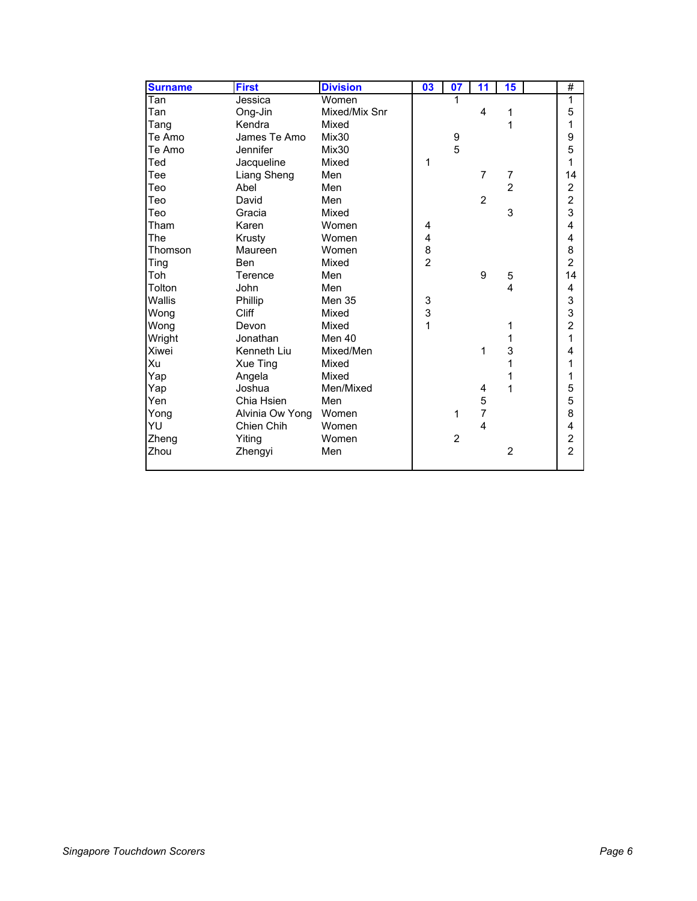| Surname | First | Division | 03 | 07 | 11 | 15 | | # |
|---|---|---|---|---|---|---|---|---|
| Tan | Jessica | Women | | 1 | | | | 1 |
| Tan | Ong-Jin | Mixed/Mix Snr | | | 4 | 1 | | 5 |
| Tang | Kendra | Mixed | | | | 1 | | 1 |
| Te Amo | James Te Amo | Mix30 | | 9 | | | | 9 |
| Te Amo | Jennifer | Mix30 | | 5 | | | | 5 |
| Ted | Jacqueline | Mixed | 1 | | | | | 1 |
| Tee | Liang Sheng | Men | | | 7 | 7 | | 14 |
| Teo | Abel | Men | | | | 2 | | 2 |
| Teo | David | Men | | | 2 | | | 2 |
| Teo | Gracia | Mixed | | | | 3 | | 3 |
| Tham | Karen | Women | 4 | | | | | 4 |
| The | Krusty | Women | 4 | | | | | 4 |
| Thomson | Maureen | Women | 8 | | | | | 8 |
| Ting | Ben | Mixed | 2 | | | | | 2 |
| Toh | Terence | Men | | | 9 | 5 | | 14 |
| Tolton | John | Men | | | | 4 | | 4 |
| Wallis | Phillip | Men 35 | 3 | | | | | 3 |
| Wong | Cliff | Mixed | 3 | | | | | 3 |
| Wong | Devon | Mixed | 1 | | | 1 | | 2 |
| Wright | Jonathan | Men 40 | | | | 1 | | 1 |
| Xiwei | Kenneth Liu | Mixed/Men | | | 1 | 3 | | 4 |
| Xu | Xue Ting | Mixed | | | | 1 | | 1 |
| Yap | Angela | Mixed | | | | 1 | | 1 |
| Yap | Joshua | Men/Mixed | | | 4 | 1 | | 5 |
| Yen | Chia Hsien | Men | | | 5 | | | 5 |
| Yong | Alvinia Ow Yong | Women | | 1 | 7 | | | 8 |
| YU | Chien Chih | Women | | | 4 | | | 4 |
| Zheng | Yiting | Women | | 2 | | | | 2 |
| Zhou | Zhengyi | Men | | | | 2 | | 2 |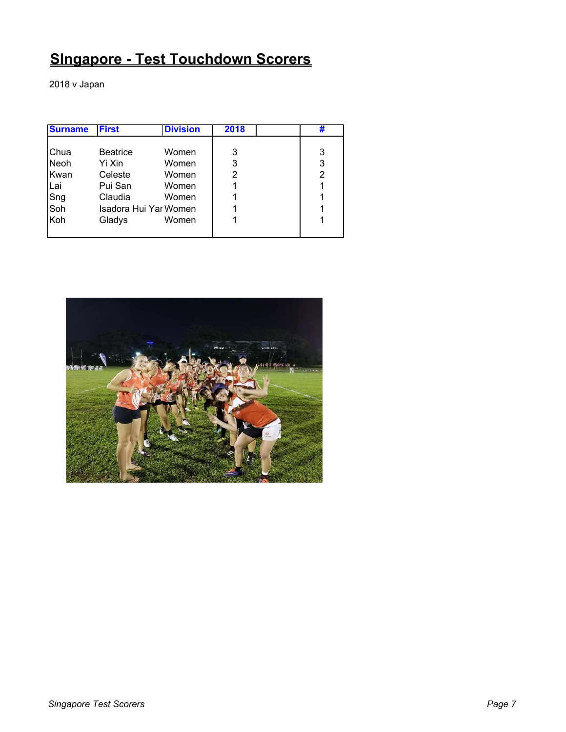# SIngapore - Test Touchdown Scorers

2018 v Japan

| Surname | First | Division | 2018 | | # |
|---|---|---|---|---|---|
| Chua | Beatrice | Women | 3 | | 3 |
| Neoh | Yi Xin | Women | 3 | | 3 |
| Kwan | Celeste | Women | 2 | | 2 |
| Lai | Pui San | Women | 1 | | 1 |
| Sng | Claudia | Women | 1 | | 1 |
| Soh | Isadora Hui Yar | Women | 1 | | 1 |
| Koh | Gladys | Women | 1 | | 1 |